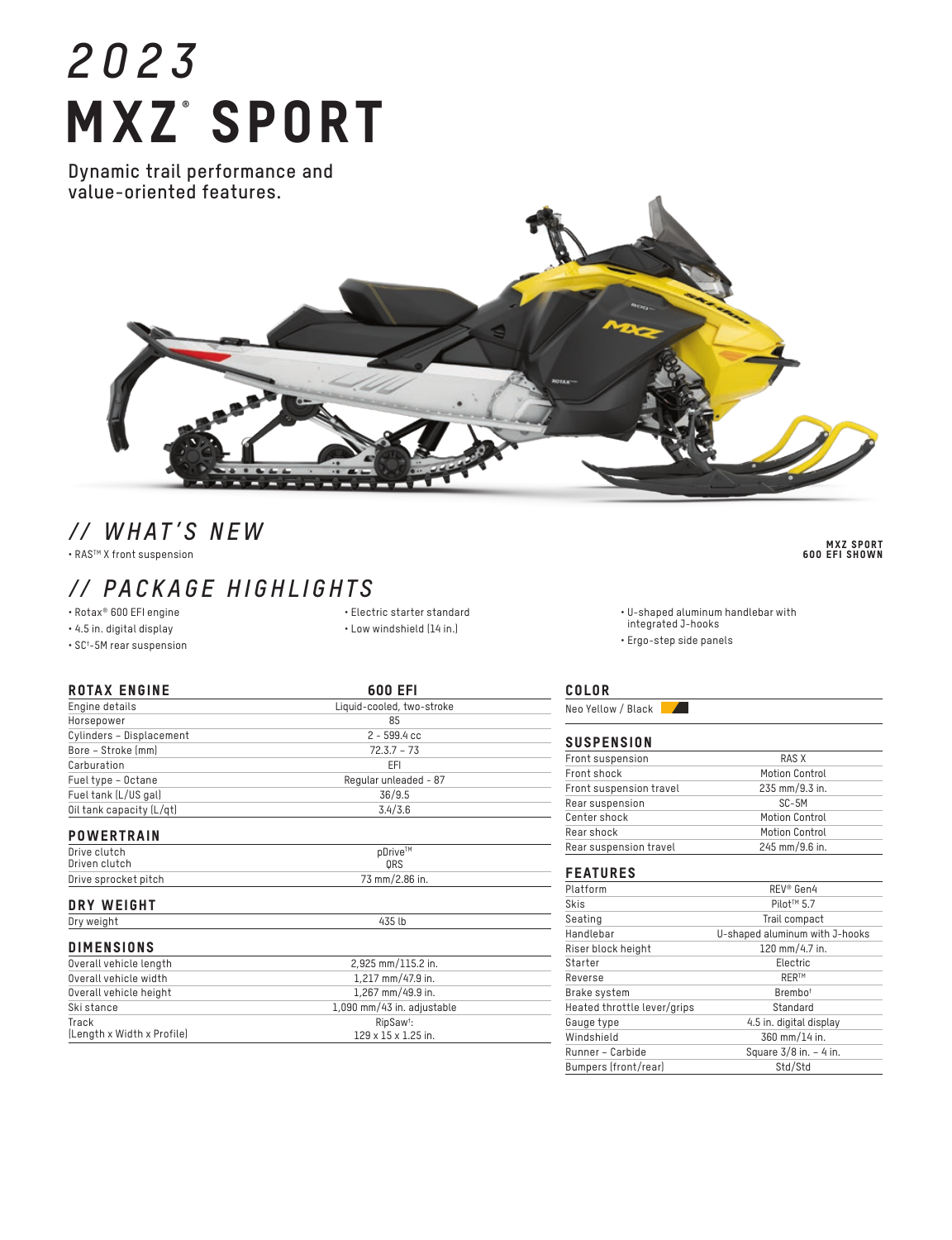# 2023 MXZ® SPORT

**Dynamic trail performance and value-oriented features.**

MXZ SPORT 600 EFI SHOWN

## // WHAT'S NEW

- RAS™ X front suspension

## // PACKAGE HIGHLIGHTS

- Rotax® 600 EFI engine
- 4.5 in. digital display
- SC†-5M rear suspension
- Electric starter standard
- Low windshield (14 in.)
- U-shaped aluminum handlebar with integrated J-hooks
- Ergo-step side panels

### ROTAX ENGINE

| ROTAX ENGINE | 600 EFI |
|---|---|
| Engine details | Liquid-cooled, two-stroke |
| Horsepower | 85 |
| Cylinders – Displacement | 2 - 599.4 cc |
| Bore – Stroke (mm) | 72.3.7 – 73 |
| Carburation | EFI |
| Fuel type – Octane | Regular unleaded - 87 |
| Fuel tank (L/US gal) | 36/9.5 |
| Oil tank capacity (L/qt) | 3.4/3.6 |

### POWERTRAIN

| | |
|---|---|
| Drive clutch | pDrive™ |
| Driven clutch | QRS |
| Drive sprocket pitch | 73 mm/2.86 in. |

### DRY WEIGHT

| | |
|---|---|
| Dry weight | 435 lb |

### DIMENSIONS

| | |
|---|---|
| Overall vehicle length | 2,925 mm/115.2 in. |
| Overall vehicle width | 1,217 mm/47.9 in. |
| Overall vehicle height | 1,267 mm/49.9 in. |
| Ski stance | 1,090 mm/43 in. adjustable |
| Track (Length x Width x Profile) | RipSaw†: 129 x 15 x 1.25 in. |

### COLOR

Neo Yellow / Black

### SUSPENSION

| | |
|---|---|
| Front suspension | RAS X |
| Front shock | Motion Control |
| Front suspension travel | 235 mm/9.3 in. |
| Rear suspension | SC-5M |
| Center shock | Motion Control |
| Rear shock | Motion Control |
| Rear suspension travel | 245 mm/9.6 in. |

### FEATURES

| | |
|---|---|
| Platform | REV® Gen4 |
| Skis | Pilot™ 5.7 |
| Seating | Trail compact |
| Handlebar | U-shaped aluminum with J-hooks |
| Riser block height | 120 mm/4.7 in. |
| Starter | Electric |
| Reverse | RER™ |
| Brake system | Brembo† |
| Heated throttle lever/grips | Standard |
| Gauge type | 4.5 in. digital display |
| Windshield | 360 mm/14 in. |
| Runner – Carbide | Square 3/8 in. – 4 in. |
| Bumpers (front/rear) | Std/Std |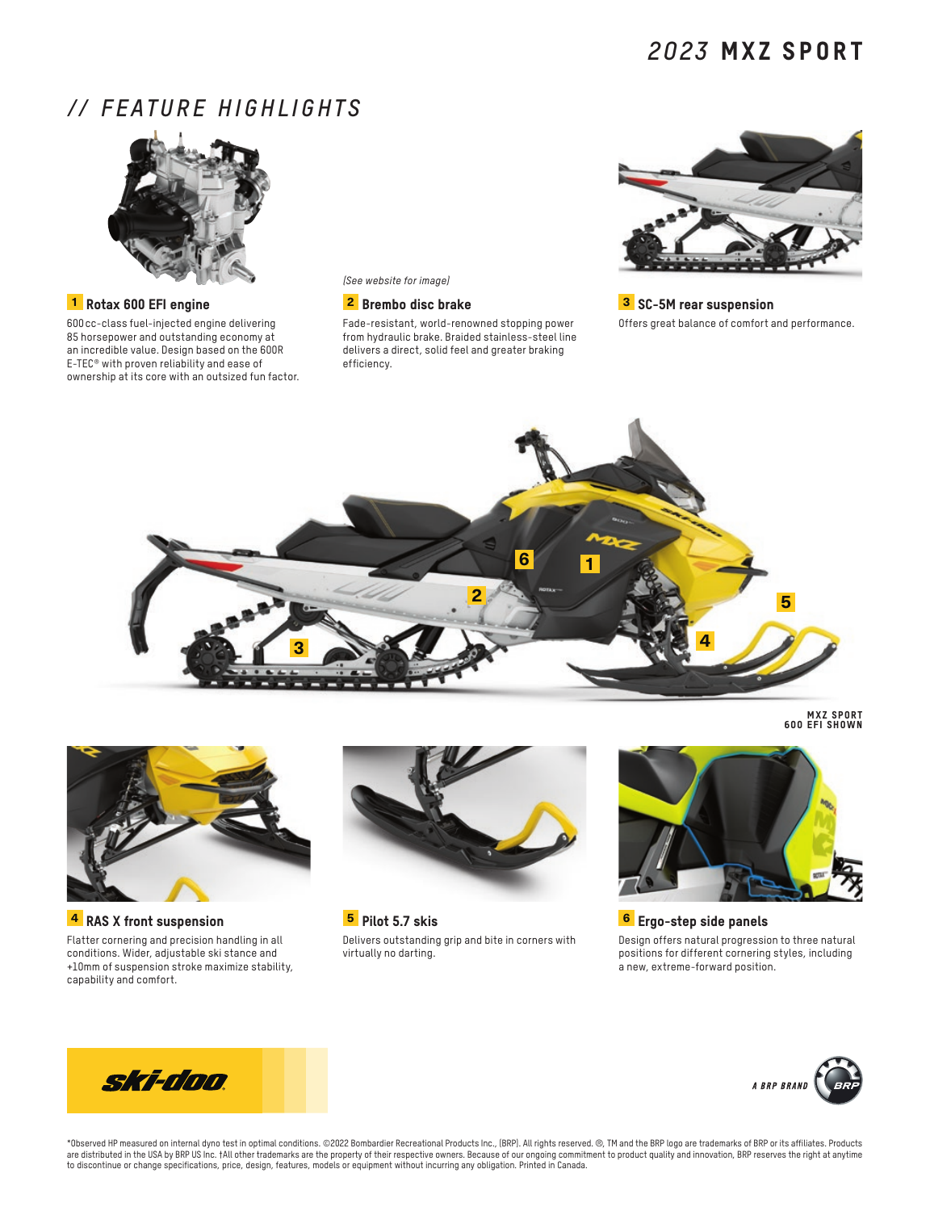# 2023 MXZ SPORT

## // FEATURE HIGHLIGHTS

### 1 Rotax 600 EFI engine

600cc-class fuel-injected engine delivering 85 horsepower and outstanding economy at an incredible value. Design based on the 600R E-TEC® with proven reliability and ease of ownership at its core with an outsized fun factor.

*(See website for image)*

### 2 Brembo disc brake

Fade-resistant, world-renowned stopping power from hydraulic brake. Braided stainless-steel line delivers a direct, solid feel and greater braking efficiency.

### 3 SC-5M rear suspension

Offers great balance of comfort and performance.

MXZ SPORT 600 EFI SHOWN

### 4 RAS X front suspension

Flatter cornering and precision handling in all conditions. Wider, adjustable ski stance and +10mm of suspension stroke maximize stability, capability and comfort.

### 5 Pilot 5.7 skis

Delivers outstanding grip and bite in corners with virtually no darting.

### 6 Ergo-step side panels

Design offers natural progression to three natural positions for different cornering styles, including a new, extreme-forward position.

ski-doo

A BRP BRAND

*Observed HP measured on internal dyno test in optimal conditions. ©2022 Bombardier Recreational Products Inc., (BRP). All rights reserved. ®, TM and the BRP logo are trademarks of BRP or its affiliates. Products are distributed in the USA by BRP US Inc. †All other trademarks are the property of their respective owners. Because of our ongoing commitment to product quality and innovation, BRP reserves the right at anytime to discontinue or change specifications, price, design, features, models or equipment without incurring any obligation. Printed in Canada.